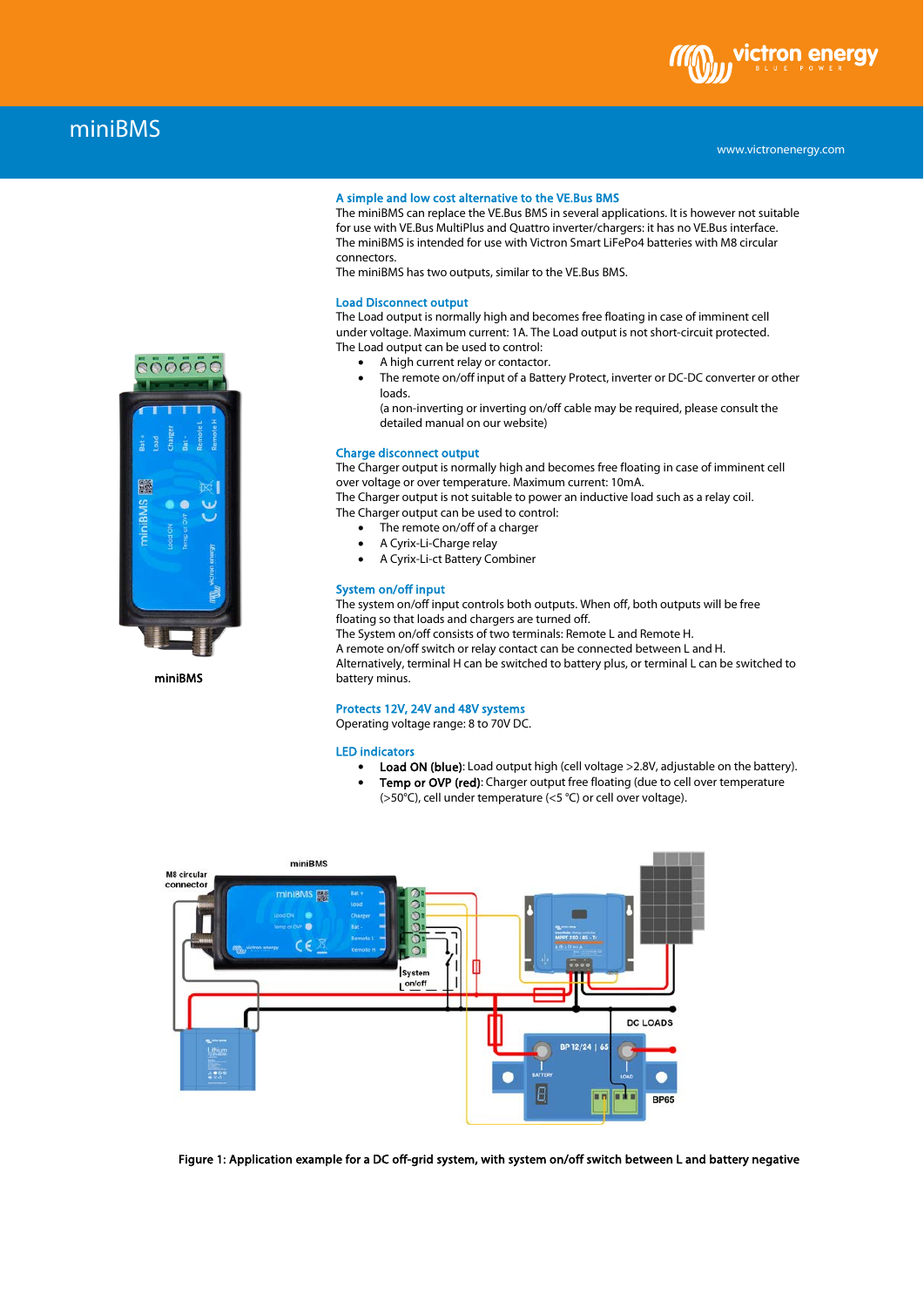# miniBMS

miniBMS

## A simple and low cost alternative to the VE.Bus BMS

The miniBMS can replace the VE.Bus BMS in several applications. It is however not suitable for use with VE.Bus MultiPlus and Quattro inverter/chargers: it has no VE.Bus interface.
The miniBMS is intended for use with Victron Smart LiFePo4 batteries with M8 circular connectors.
The miniBMS has two outputs, similar to the VE.Bus BMS.

## Load Disconnect output

The Load output is normally high and becomes free floating in case of imminent cell under voltage. Maximum current: 1A. The Load output is not short-circuit protected.
The Load output can be used to control:

- A high current relay or contactor.
- The remote on/off input of a Battery Protect, inverter or DC-DC converter or other loads.
  (a non-inverting or inverting on/off cable may be required, please consult the detailed manual on our website)

## Charge disconnect output

The Charger output is normally high and becomes free floating in case of imminent cell over voltage or over temperature. Maximum current: 10mA.
The Charger output is not suitable to power an inductive load such as a relay coil.
The Charger output can be used to control:

- The remote on/off of a charger
- A Cyrix-Li-Charge relay
- A Cyrix-Li-ct Battery Combiner

## System on/off input

The system on/off input controls both outputs. When off, both outputs will be free floating so that loads and chargers are turned off.
The System on/off consists of two terminals: Remote L and Remote H.
A remote on/off switch or relay contact can be connected between L and H.
Alternatively, terminal H can be switched to battery plus, or terminal L can be switched to battery minus.

## Protects 12V, 24V and 48V systems

Operating voltage range: 8 to 70V DC.

## LED indicators

- **Load ON (blue)**: Load output high (cell voltage >2.8V, adjustable on the battery).
- **Temp or OVP (red)**: Charger output free floating (due to cell over temperature (>50°C), cell under temperature (<5 °C) or cell over voltage).

**Figure 1: Application example for a DC off-grid system, with system on/off switch between L and battery negative**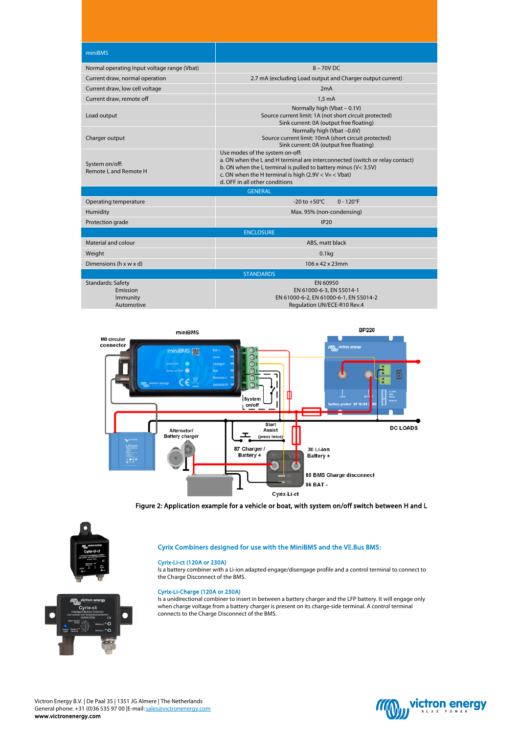| miniBMS | |
|---|---|
| Normal operating Input voltage range (Vbat) | 8 – 70V DC |
| Current draw, normal operation | 2.7 mA (excluding Load output and Charger output current) |
| Current draw, low cell voltage | 2mA |
| Current draw, remote off | 1,5 mA |
| Load output | Normally high (Vbat – 0.1V)<br>Source current limit: 1A (not short circuit protected)<br>Sink current: 0A (output free floating) |
| Charger output | Normally high (Vbat –0.6V)<br>Source current limit: 10mA (short circuit protected)<br>Sink current: 0A (output free floating) |
| System on/off:<br>Remote L and Remote H | Use modes of the system on-off:<br>a. ON when the L and H terminal are interconnected (switch or relay contact)<br>b. ON when the L terminal is pulled to battery minus (V< 3.5V)<br>c. ON when the H terminal is high (2.9V < $V_H$ < Vbat)<br>d. OFF in all other conditions |
| **GENERAL** | |
| Operating temperature | -20 to +50°C 0 - 120°F |
| Humidity | Max. 95% (non-condensing) |
| Protection grade | IP20 |
| **ENCLOSURE** | |
| Material and colour | ABS, matt black |
| Weight | 0.1kg |
| Dimensions (h x w x d) | 106 x 42 x 23mm |
| **STANDARDS** | |
| Standards: Safety<br>Emission<br>Immunity<br>Automotive | EN 60950<br>EN 61000-6-3, EN 55014-1<br>EN 61000-6-2, EN 61000-6-1, EN 55014-2<br>Regulation UN/ECE-R10 Rev.4 |

miniBMS
M8 circular connector
BP220
System on/off
DC LOADS
Alternator/ Battery charger
Start Assist (press twice)
87 Charger / Battery +
30 Li-ion Battery +
85 BMS Charge disconnect
86 BAT -
Cyrix-Li-ct

**Figure 2: Application example for a vehicle or boat, with system on/off switch between H and L**

## Cyrix Combiners designed for use with the MiniBMS and the VE.Bus BMS:

**Cyrix-Li-ct (120A or 230A)**
Is a battery combiner with a Li-ion adapted engage/disengage profile and a control terminal to connect to the Charge Disconnect of the BMS.

**Cyrix-Li-Charge (120A or 230A)**
Is a unidirectional combiner to insert in between a battery charger and the LFP battery. It will engage only when charge voltage from a battery charger is present on its charge-side terminal. A control terminal connects to the Charge Disconnect of the BMS.

Victron Energy B.V. | De Paal 35 | 1351 JG Almere | The Netherlands
General phone: +31 (0)36 535 97 00 | E-mail: sales@victronenergy.com
**www.victronenergy.com**